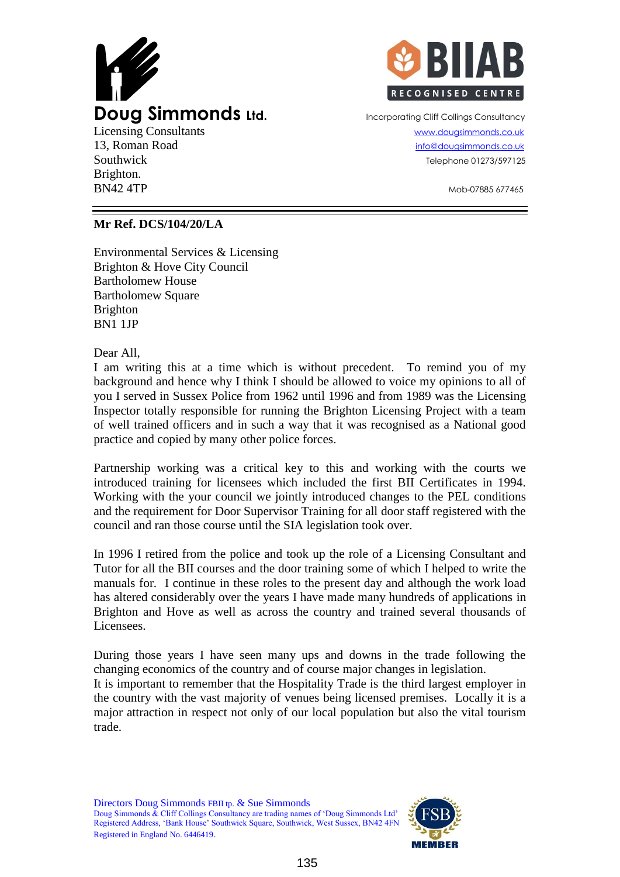**Doug Simmonds Ltd.**
Licensing Consultants
13, Roman Road
Southwick
Brighton.
BN42 4TP

BIIAB RECOGNISED CENTRE

Incorporating Cliff Collings Consultancy
www.dougsimmonds.co.uk
info@dougsimmonds.co.uk
Telephone 01273/597125

Mob-07885 677465

---

**Mr Ref. DCS/104/20/LA**

Environmental Services & Licensing
Brighton & Hove City Council
Bartholomew House
Bartholomew Square
Brighton
BN1 1JP

Dear All,
I am writing this at a time which is without precedent. To remind you of my background and hence why I think I should be allowed to voice my opinions to all of you I served in Sussex Police from 1962 until 1996 and from 1989 was the Licensing Inspector totally responsible for running the Brighton Licensing Project with a team of well trained officers and in such a way that it was recognised as a National good practice and copied by many other police forces.

Partnership working was a critical key to this and working with the courts we introduced training for licensees which included the first BII Certificates in 1994. Working with the your council we jointly introduced changes to the PEL conditions and the requirement for Door Supervisor Training for all door staff registered with the council and ran those course until the SIA legislation took over.

In 1996 I retired from the police and took up the role of a Licensing Consultant and Tutor for all the BII courses and the door training some of which I helped to write the manuals for. I continue in these roles to the present day and although the work load has altered considerably over the years I have made many hundreds of applications in Brighton and Hove as well as across the country and trained several thousands of Licensees.

During those years I have seen many ups and downs in the trade following the changing economics of the country and of course major changes in legislation.
It is important to remember that the Hospitality Trade is the third largest employer in the country with the vast majority of venues being licensed premises. Locally it is a major attraction in respect not only of our local population but also the vital tourism trade.

Directors Doug Simmonds FBII tp. & Sue Simmonds
Doug Simmonds & Cliff Collings Consultancy are trading names of 'Doug Simmonds Ltd'
Registered Address, 'Bank House' Southwick Square, Southwick, West Sussex, BN42 4FN
Registered in England No. 6446419.

FSB MEMBER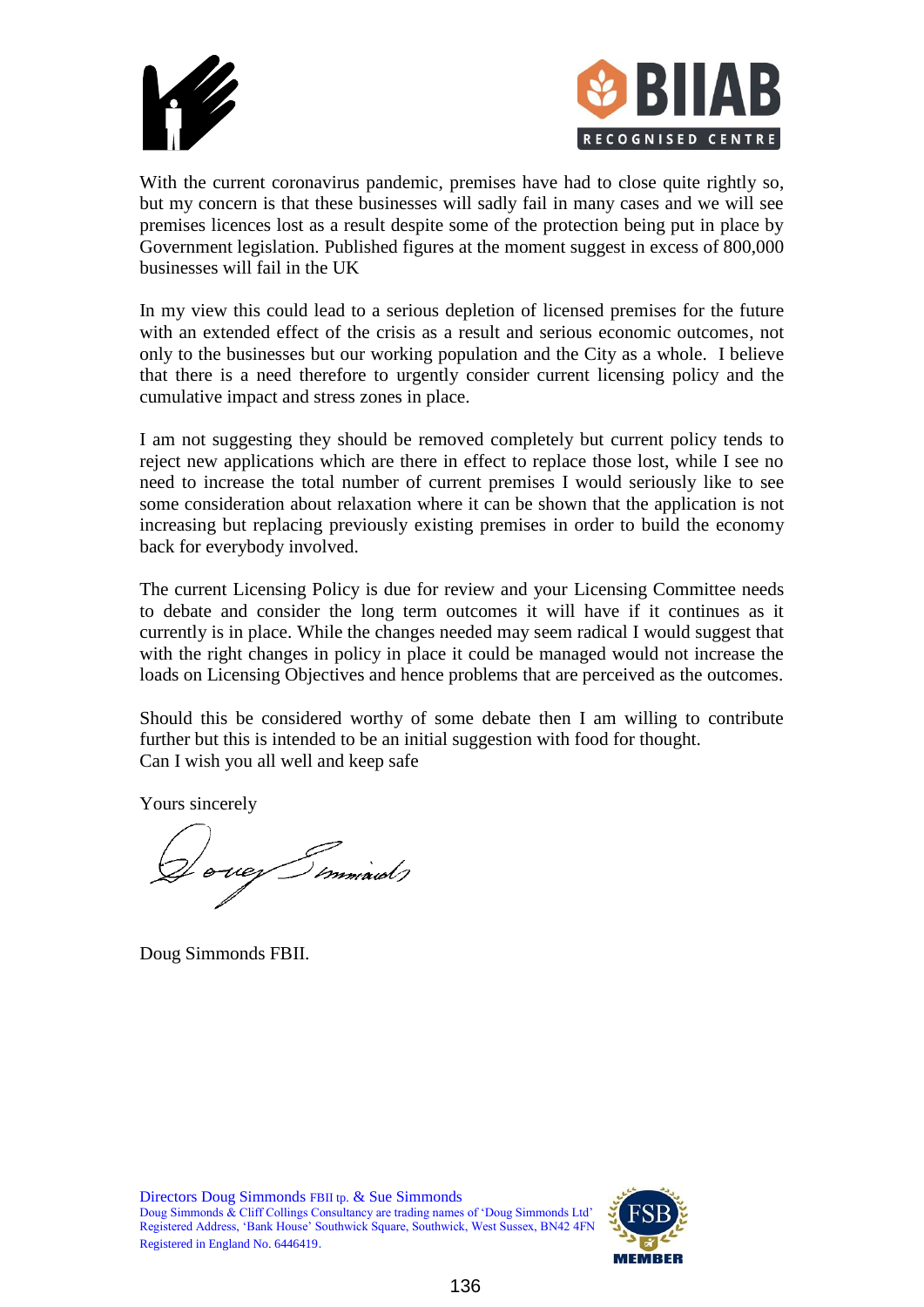With the current coronavirus pandemic, premises have had to close quite rightly so, but my concern is that these businesses will sadly fail in many cases and we will see premises licences lost as a result despite some of the protection being put in place by Government legislation. Published figures at the moment suggest in excess of 800,000 businesses will fail in the UK

In my view this could lead to a serious depletion of licensed premises for the future with an extended effect of the crisis as a result and serious economic outcomes, not only to the businesses but our working population and the City as a whole. I believe that there is a need therefore to urgently consider current licensing policy and the cumulative impact and stress zones in place.

I am not suggesting they should be removed completely but current policy tends to reject new applications which are there in effect to replace those lost, while I see no need to increase the total number of current premises I would seriously like to see some consideration about relaxation where it can be shown that the application is not increasing but replacing previously existing premises in order to build the economy back for everybody involved.

The current Licensing Policy is due for review and your Licensing Committee needs to debate and consider the long term outcomes it will have if it continues as it currently is in place. While the changes needed may seem radical I would suggest that with the right changes in policy in place it could be managed would not increase the loads on Licensing Objectives and hence problems that are perceived as the outcomes.

Should this be considered worthy of some debate then I am willing to contribute further but this is intended to be an initial suggestion with food for thought.
Can I wish you all well and keep safe

Yours sincerely

Doug Simmonds FBII.

Directors Doug Simmonds FBII tp. & Sue Simmonds
Doug Simmonds & Cliff Collings Consultancy are trading names of 'Doug Simmonds Ltd'
Registered Address, 'Bank House' Southwick Square, Southwick, West Sussex, BN42 4FN
Registered in England No. 6446419.